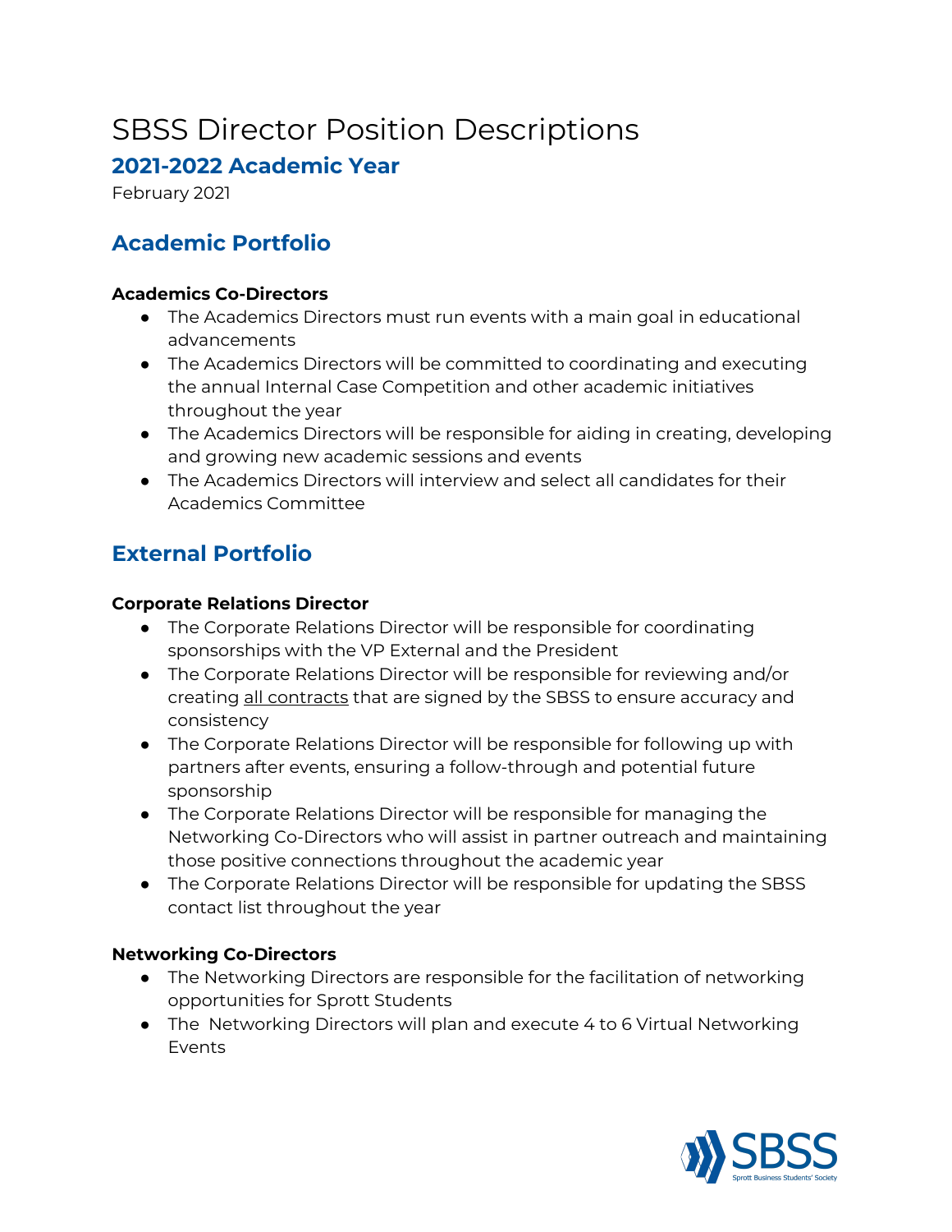# SBSS Director Position Descriptions

## 2021-2022 Academic Year

February 2021

## Academic Portfolio

**Academics Co-Directors**

- The Academics Directors must run events with a main goal in educational advancements
- The Academics Directors will be committed to coordinating and executing the annual Internal Case Competition and other academic initiatives throughout the year
- The Academics Directors will be responsible for aiding in creating, developing and growing new academic sessions and events
- The Academics Directors will interview and select all candidates for their Academics Committee

## External Portfolio

**Corporate Relations Director**

- The Corporate Relations Director will be responsible for coordinating sponsorships with the VP External and the President
- The Corporate Relations Director will be responsible for reviewing and/or creating <u>all contracts</u> that are signed by the SBSS to ensure accuracy and consistency
- The Corporate Relations Director will be responsible for following up with partners after events, ensuring a follow-through and potential future sponsorship
- The Corporate Relations Director will be responsible for managing the Networking Co-Directors who will assist in partner outreach and maintaining those positive connections throughout the academic year
- The Corporate Relations Director will be responsible for updating the SBSS contact list throughout the year

**Networking Co-Directors**

- The Networking Directors are responsible for the facilitation of networking opportunities for Sprott Students
- The Networking Directors will plan and execute 4 to 6 Virtual Networking Events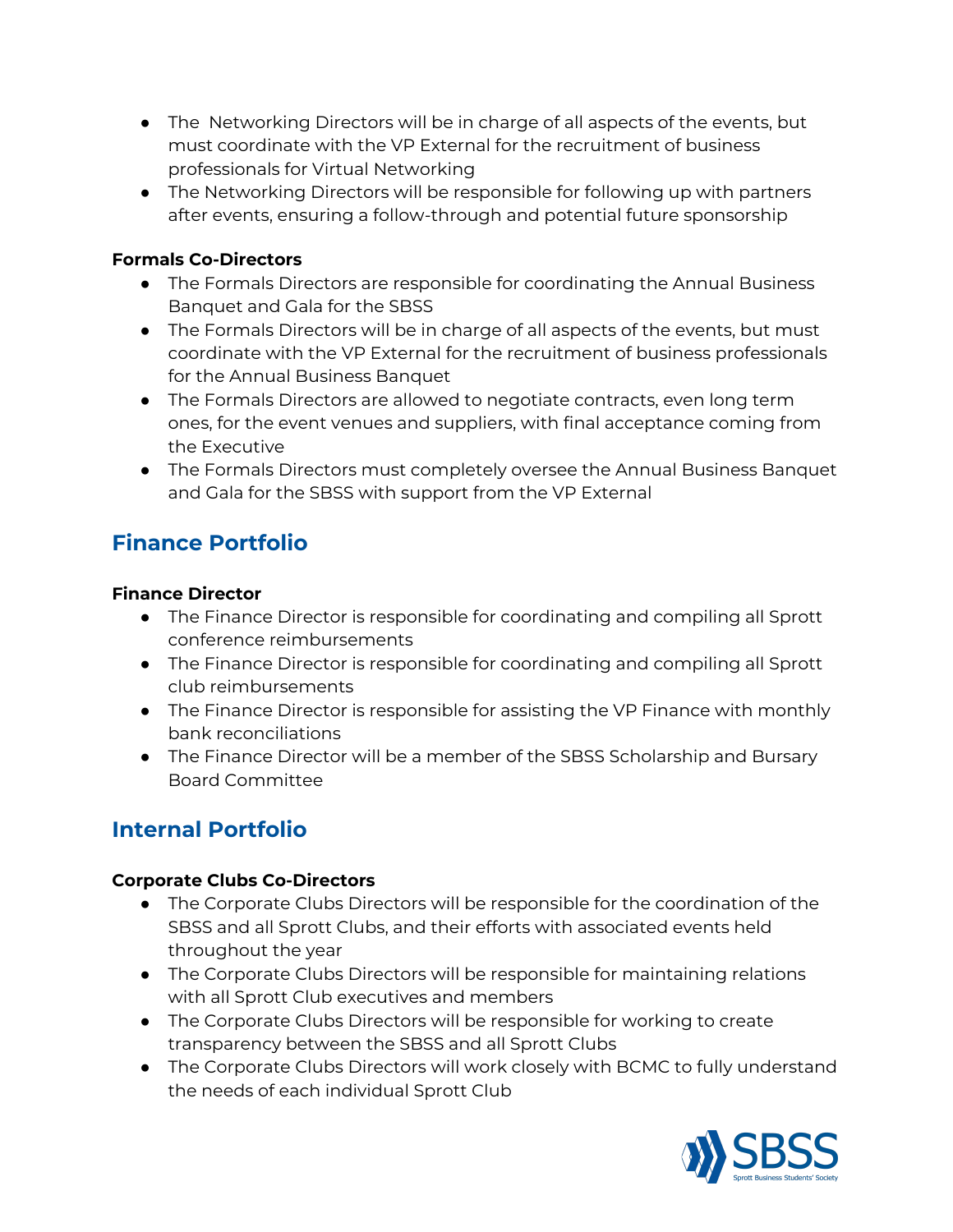- The  Networking Directors will be in charge of all aspects of the events, but must coordinate with the VP External for the recruitment of business professionals for Virtual Networking
- The Networking Directors will be responsible for following up with partners after events, ensuring a follow-through and potential future sponsorship

**Formals Co-Directors**

- The Formals Directors are responsible for coordinating the Annual Business Banquet and Gala for the SBSS
- The Formals Directors will be in charge of all aspects of the events, but must coordinate with the VP External for the recruitment of business professionals for the Annual Business Banquet
- The Formals Directors are allowed to negotiate contracts, even long term ones, for the event venues and suppliers, with final acceptance coming from the Executive
- The Formals Directors must completely oversee the Annual Business Banquet and Gala for the SBSS with support from the VP External

## Finance Portfolio

**Finance Director**

- The Finance Director is responsible for coordinating and compiling all Sprott conference reimbursements
- The Finance Director is responsible for coordinating and compiling all Sprott club reimbursements
- The Finance Director is responsible for assisting the VP Finance with monthly bank reconciliations
- The Finance Director will be a member of the SBSS Scholarship and Bursary Board Committee

## Internal Portfolio

**Corporate Clubs Co-Directors**

- The Corporate Clubs Directors will be responsible for the coordination of the SBSS and all Sprott Clubs, and their efforts with associated events held throughout the year
- The Corporate Clubs Directors will be responsible for maintaining relations with all Sprott Club executives and members
- The Corporate Clubs Directors will be responsible for working to create transparency between the SBSS and all Sprott Clubs
- The Corporate Clubs Directors will work closely with BCMC to fully understand the needs of each individual Sprott Club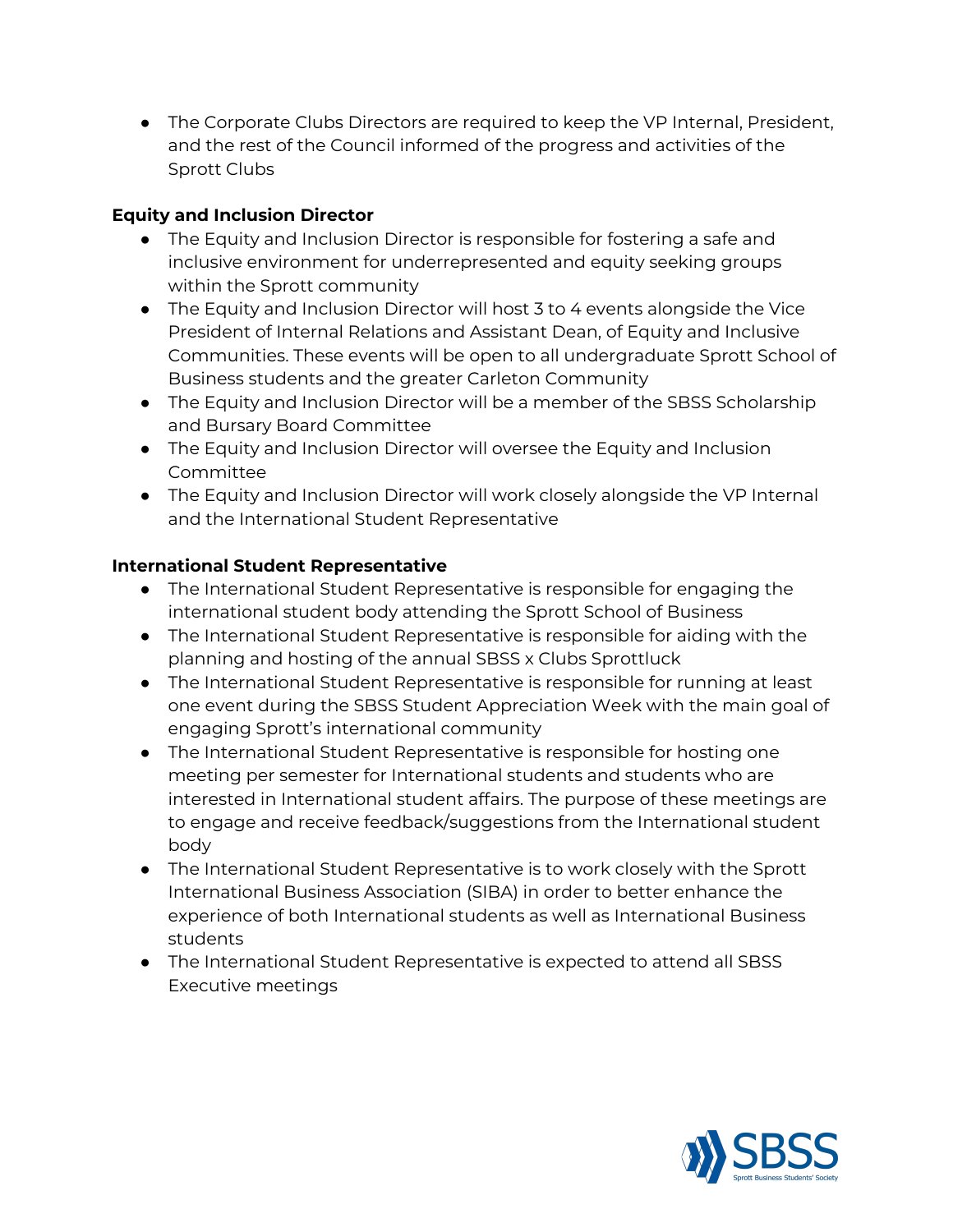- The Corporate Clubs Directors are required to keep the VP Internal, President, and the rest of the Council informed of the progress and activities of the Sprott Clubs

**Equity and Inclusion Director**

- The Equity and Inclusion Director is responsible for fostering a safe and inclusive environment for underrepresented and equity seeking groups within the Sprott community
- The Equity and Inclusion Director will host 3 to 4 events alongside the Vice President of Internal Relations and Assistant Dean, of Equity and Inclusive Communities. These events will be open to all undergraduate Sprott School of Business students and the greater Carleton Community
- The Equity and Inclusion Director will be a member of the SBSS Scholarship and Bursary Board Committee
- The Equity and Inclusion Director will oversee the Equity and Inclusion Committee
- The Equity and Inclusion Director will work closely alongside the VP Internal and the International Student Representative

**International Student Representative**

- The International Student Representative is responsible for engaging the international student body attending the Sprott School of Business
- The International Student Representative is responsible for aiding with the planning and hosting of the annual SBSS x Clubs Sprottluck
- The International Student Representative is responsible for running at least one event during the SBSS Student Appreciation Week with the main goal of engaging Sprott's international community
- The International Student Representative is responsible for hosting one meeting per semester for International students and students who are interested in International student affairs. The purpose of these meetings are to engage and receive feedback/suggestions from the International student body
- The International Student Representative is to work closely with the Sprott International Business Association (SIBA) in order to better enhance the experience of both International students as well as International Business students
- The International Student Representative is expected to attend all SBSS Executive meetings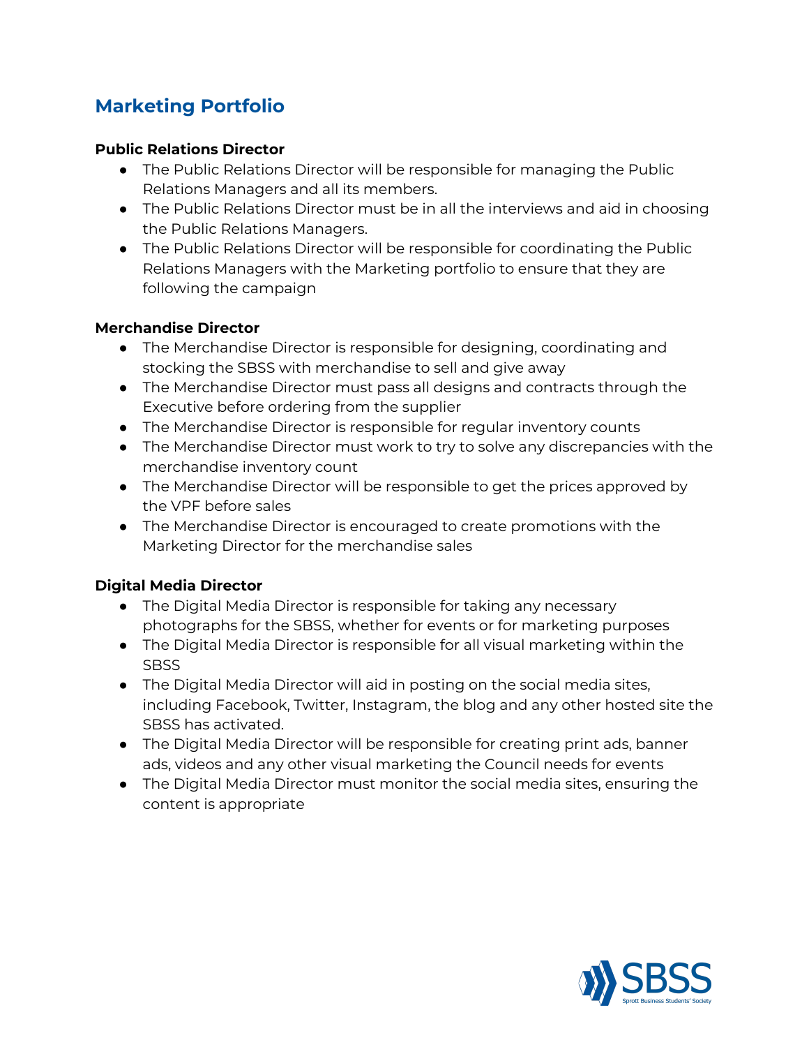## Marketing Portfolio

**Public Relations Director**

- The Public Relations Director will be responsible for managing the Public Relations Managers and all its members.
- The Public Relations Director must be in all the interviews and aid in choosing the Public Relations Managers.
- The Public Relations Director will be responsible for coordinating the Public Relations Managers with the Marketing portfolio to ensure that they are following the campaign

**Merchandise Director**

- The Merchandise Director is responsible for designing, coordinating and stocking the SBSS with merchandise to sell and give away
- The Merchandise Director must pass all designs and contracts through the Executive before ordering from the supplier
- The Merchandise Director is responsible for regular inventory counts
- The Merchandise Director must work to try to solve any discrepancies with the merchandise inventory count
- The Merchandise Director will be responsible to get the prices approved by the VPF before sales
- The Merchandise Director is encouraged to create promotions with the Marketing Director for the merchandise sales

**Digital Media Director**

- The Digital Media Director is responsible for taking any necessary photographs for the SBSS, whether for events or for marketing purposes
- The Digital Media Director is responsible for all visual marketing within the SBSS
- The Digital Media Director will aid in posting on the social media sites, including Facebook, Twitter, Instagram, the blog and any other hosted site the SBSS has activated.
- The Digital Media Director will be responsible for creating print ads, banner ads, videos and any other visual marketing the Council needs for events
- The Digital Media Director must monitor the social media sites, ensuring the content is appropriate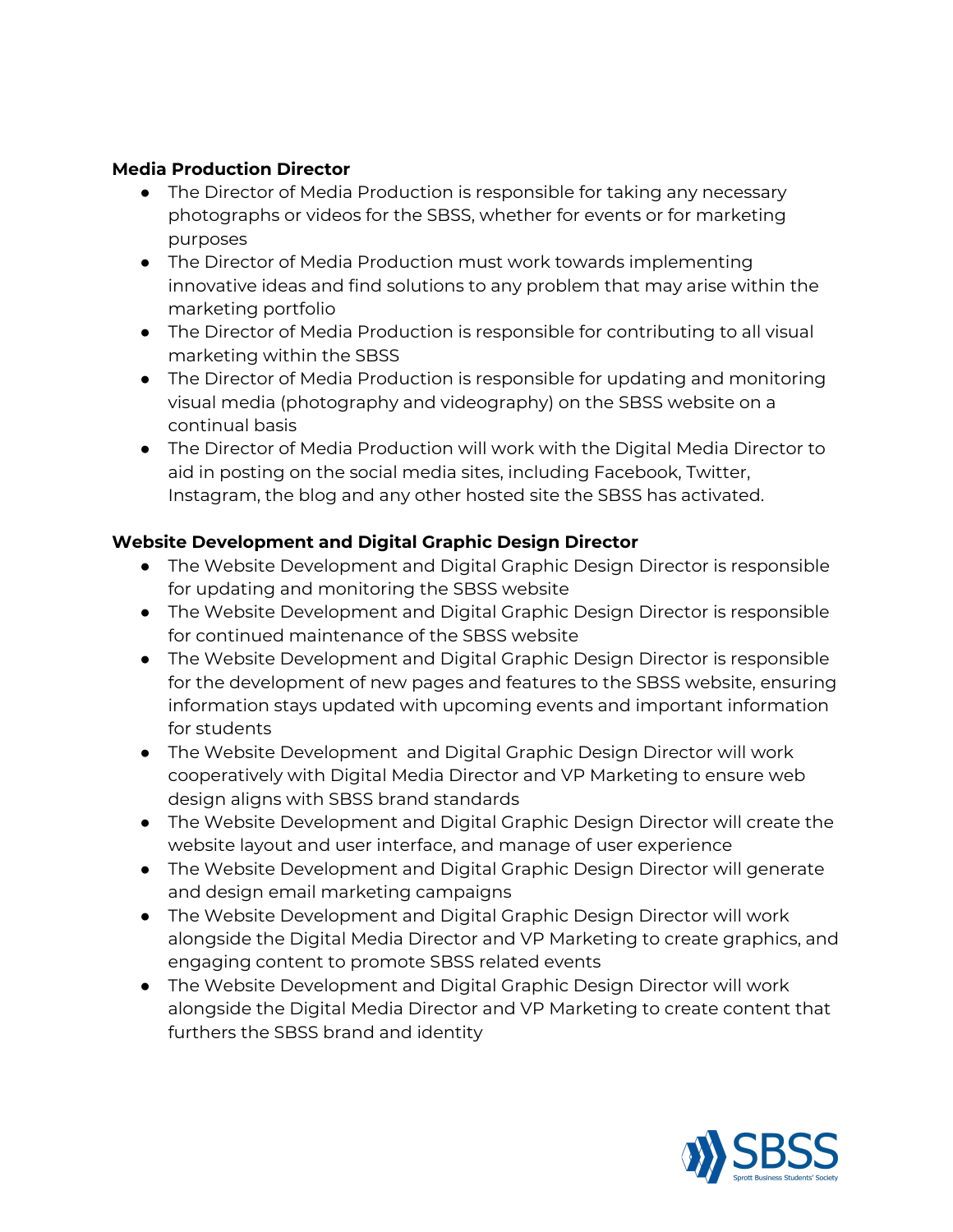**Media Production Director**

- The Director of Media Production is responsible for taking any necessary photographs or videos for the SBSS, whether for events or for marketing purposes
- The Director of Media Production must work towards implementing innovative ideas and find solutions to any problem that may arise within the marketing portfolio
- The Director of Media Production is responsible for contributing to all visual marketing within the SBSS
- The Director of Media Production is responsible for updating and monitoring visual media (photography and videography) on the SBSS website on a continual basis
- The Director of Media Production will work with the Digital Media Director to aid in posting on the social media sites, including Facebook, Twitter, Instagram, the blog and any other hosted site the SBSS has activated.

**Website Development and Digital Graphic Design Director**

- The Website Development and Digital Graphic Design Director is responsible for updating and monitoring the SBSS website
- The Website Development and Digital Graphic Design Director is responsible for continued maintenance of the SBSS website
- The Website Development and Digital Graphic Design Director is responsible for the development of new pages and features to the SBSS website, ensuring information stays updated with upcoming events and important information for students
- The Website Development and Digital Graphic Design Director will work cooperatively with Digital Media Director and VP Marketing to ensure web design aligns with SBSS brand standards
- The Website Development and Digital Graphic Design Director will create the website layout and user interface, and manage of user experience
- The Website Development and Digital Graphic Design Director will generate and design email marketing campaigns
- The Website Development and Digital Graphic Design Director will work alongside the Digital Media Director and VP Marketing to create graphics, and engaging content to promote SBSS related events
- The Website Development and Digital Graphic Design Director will work alongside the Digital Media Director and VP Marketing to create content that furthers the SBSS brand and identity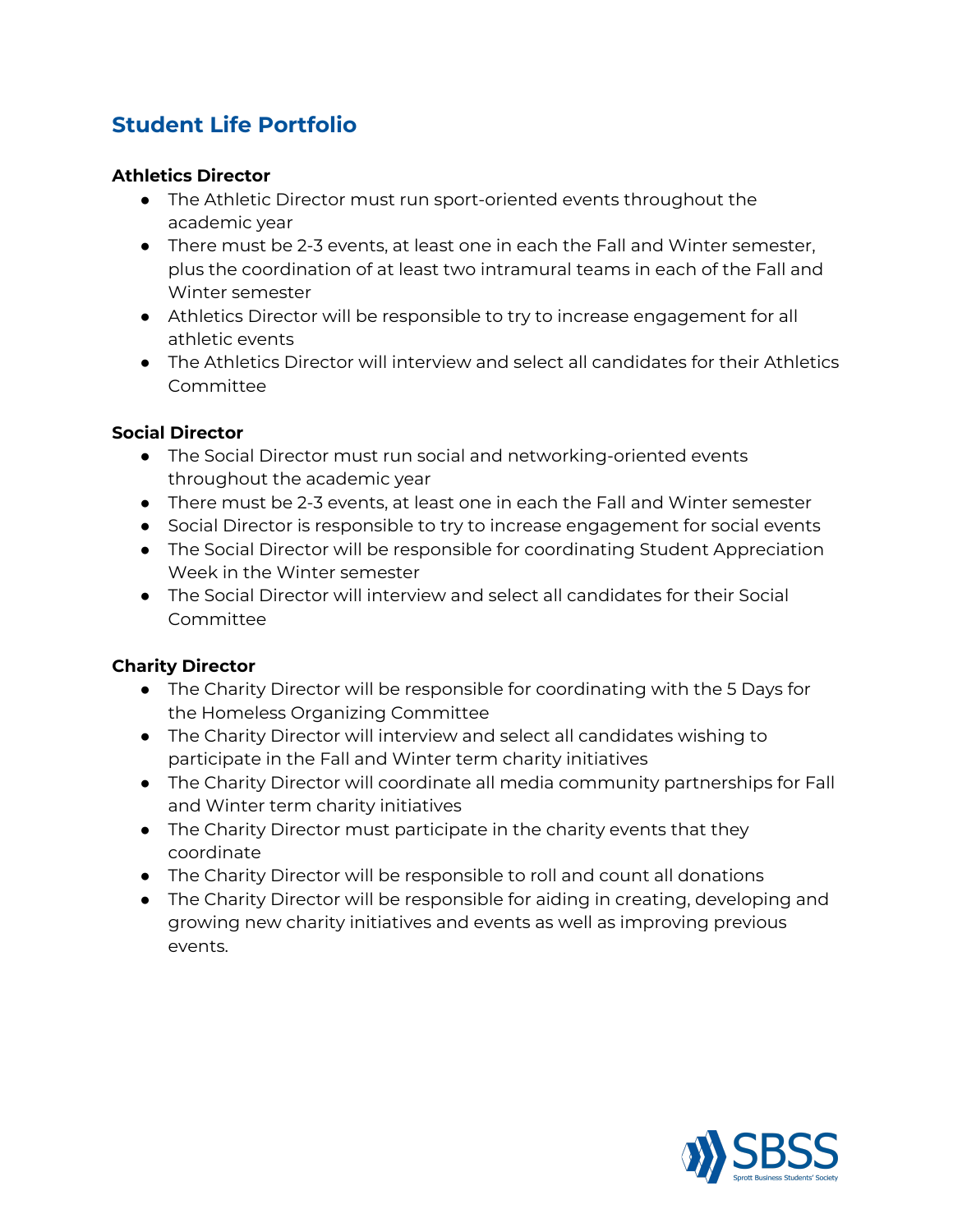## Student Life Portfolio

**Athletics Director**

- The Athletic Director must run sport-oriented events throughout the academic year
- There must be 2-3 events, at least one in each the Fall and Winter semester, plus the coordination of at least two intramural teams in each of the Fall and Winter semester
- Athletics Director will be responsible to try to increase engagement for all athletic events
- The Athletics Director will interview and select all candidates for their Athletics Committee

**Social Director**

- The Social Director must run social and networking-oriented events throughout the academic year
- There must be 2-3 events, at least one in each the Fall and Winter semester
- Social Director is responsible to try to increase engagement for social events
- The Social Director will be responsible for coordinating Student Appreciation Week in the Winter semester
- The Social Director will interview and select all candidates for their Social Committee

**Charity Director**

- The Charity Director will be responsible for coordinating with the 5 Days for the Homeless Organizing Committee
- The Charity Director will interview and select all candidates wishing to participate in the Fall and Winter term charity initiatives
- The Charity Director will coordinate all media community partnerships for Fall and Winter term charity initiatives
- The Charity Director must participate in the charity events that they coordinate
- The Charity Director will be responsible to roll and count all donations
- The Charity Director will be responsible for aiding in creating, developing and growing new charity initiatives and events as well as improving previous events.